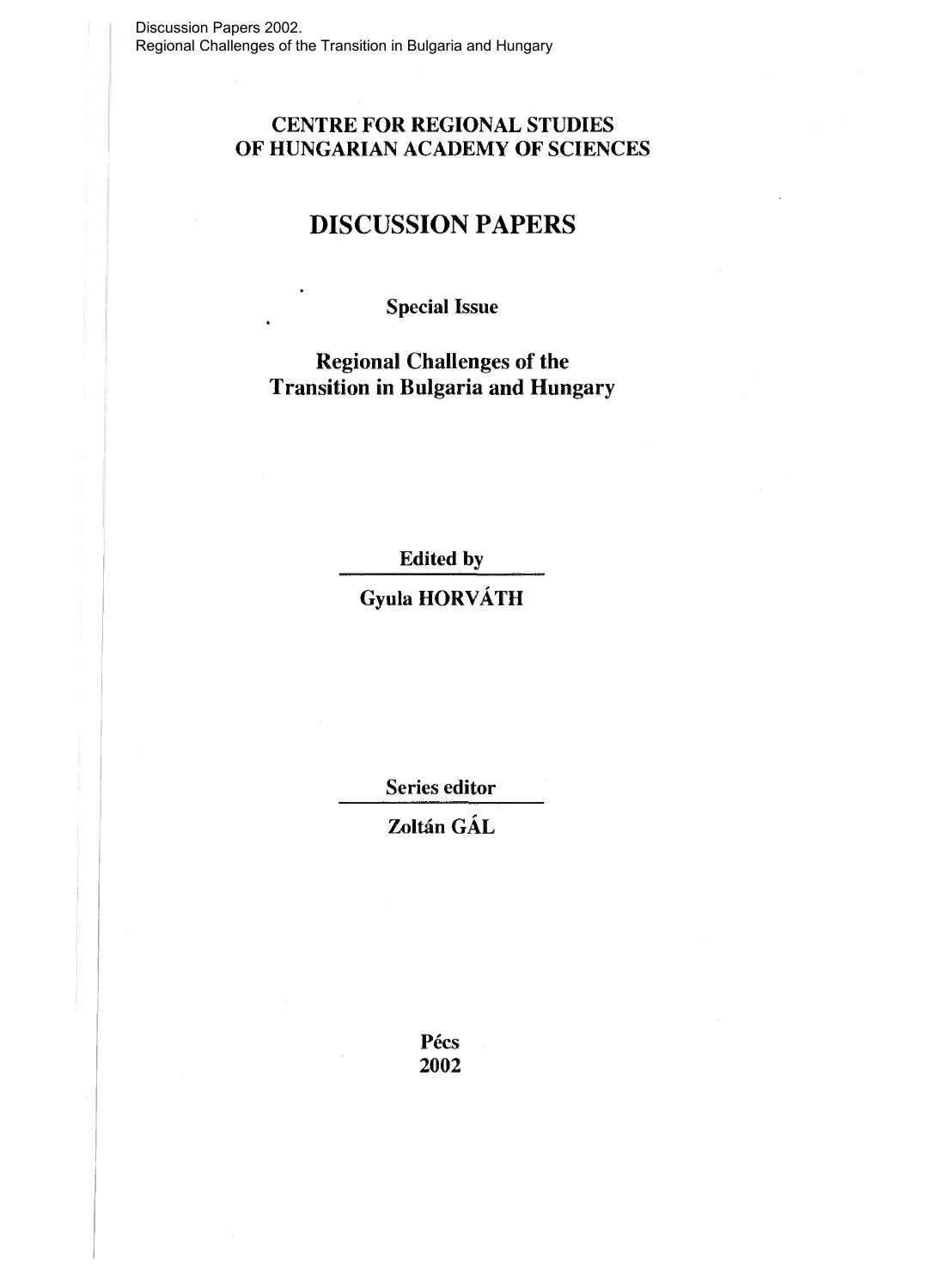# CENTRE FOR REGIONAL STUDIES OF HUNGARIAN ACADEMY OF SCIENCES

# DISCUSSION PAPERS

**Special Issue**

## Regional Challenges of the Transition in Bulgaria and Hungary

**Edited by**

**Gyula HORVÁTH**

**Series editor**

**Zoltán GÁL**

**Pécs**
**2002**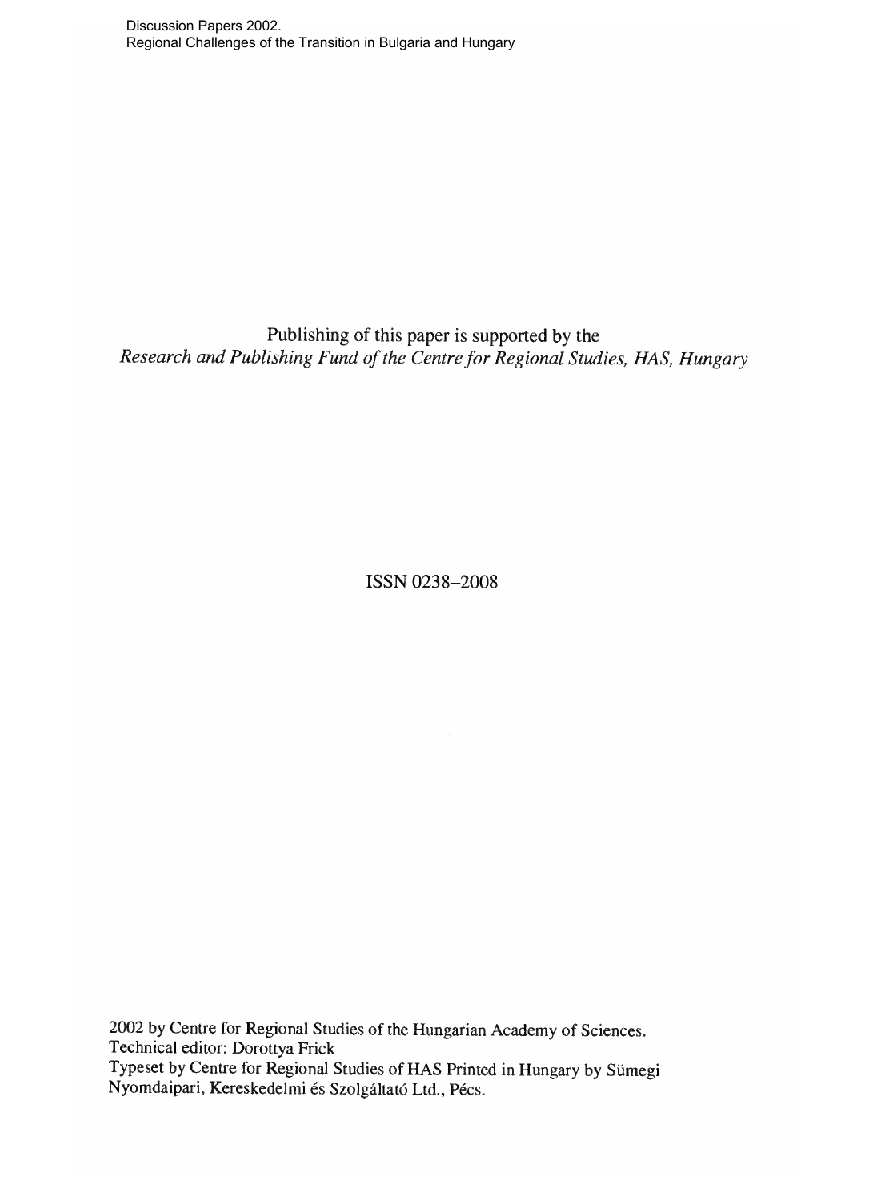Publishing of this paper is supported by the
*Research and Publishing Fund of the Centre for Regional Studies, HAS, Hungary*

ISSN 0238–2008

2002 by Centre for Regional Studies of the Hungarian Academy of Sciences.
Technical editor: Dorottya Frick
Typeset by Centre for Regional Studies of HAS Printed in Hungary by Sümegi Nyomdaipari, Kereskedelmi és Szolgáltató Ltd., Pécs.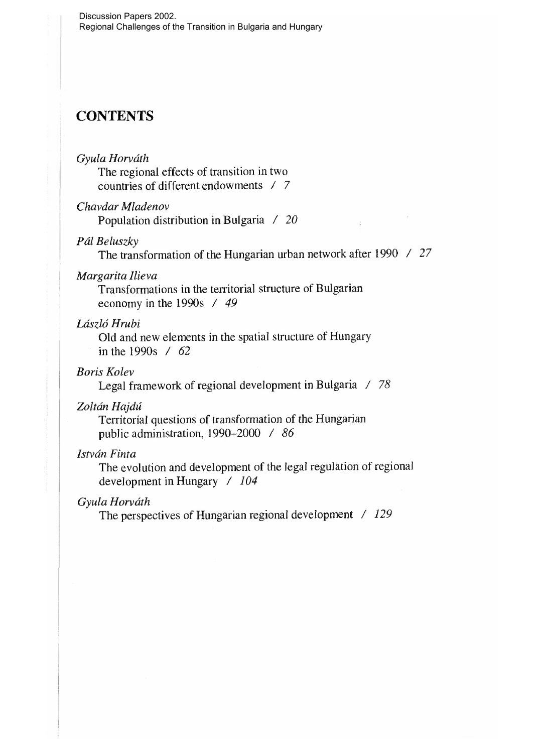# CONTENTS

*Gyula Horváth*
The regional effects of transition in two countries of different endowments / *7*

*Chavdar Mladenov*
Population distribution in Bulgaria / *20*

*Pál Beluszky*
The transformation of the Hungarian urban network after 1990 / *27*

*Margarita Ilieva*
Transformations in the territorial structure of Bulgarian economy in the 1990s / *49*

*László Hrubi*
Old and new elements in the spatial structure of Hungary in the 1990s / *62*

*Boris Kolev*
Legal framework of regional development in Bulgaria / *78*

*Zoltán Hajdú*
Territorial questions of transformation of the Hungarian public administration, 1990–2000 / *86*

*István Finta*
The evolution and development of the legal regulation of regional development in Hungary / *104*

*Gyula Horváth*
The perspectives of Hungarian regional development / *129*